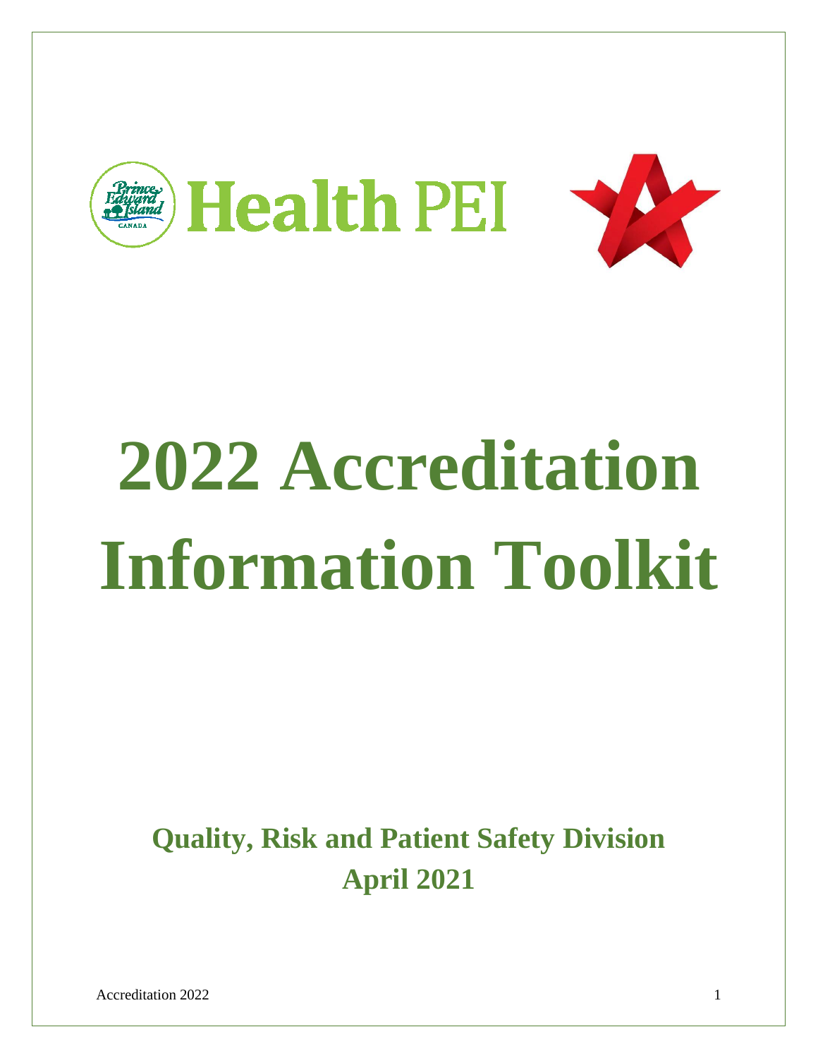Health PEI

# 2022 Accreditation Information Toolkit

## Quality, Risk and Patient Safety Division
## April 2021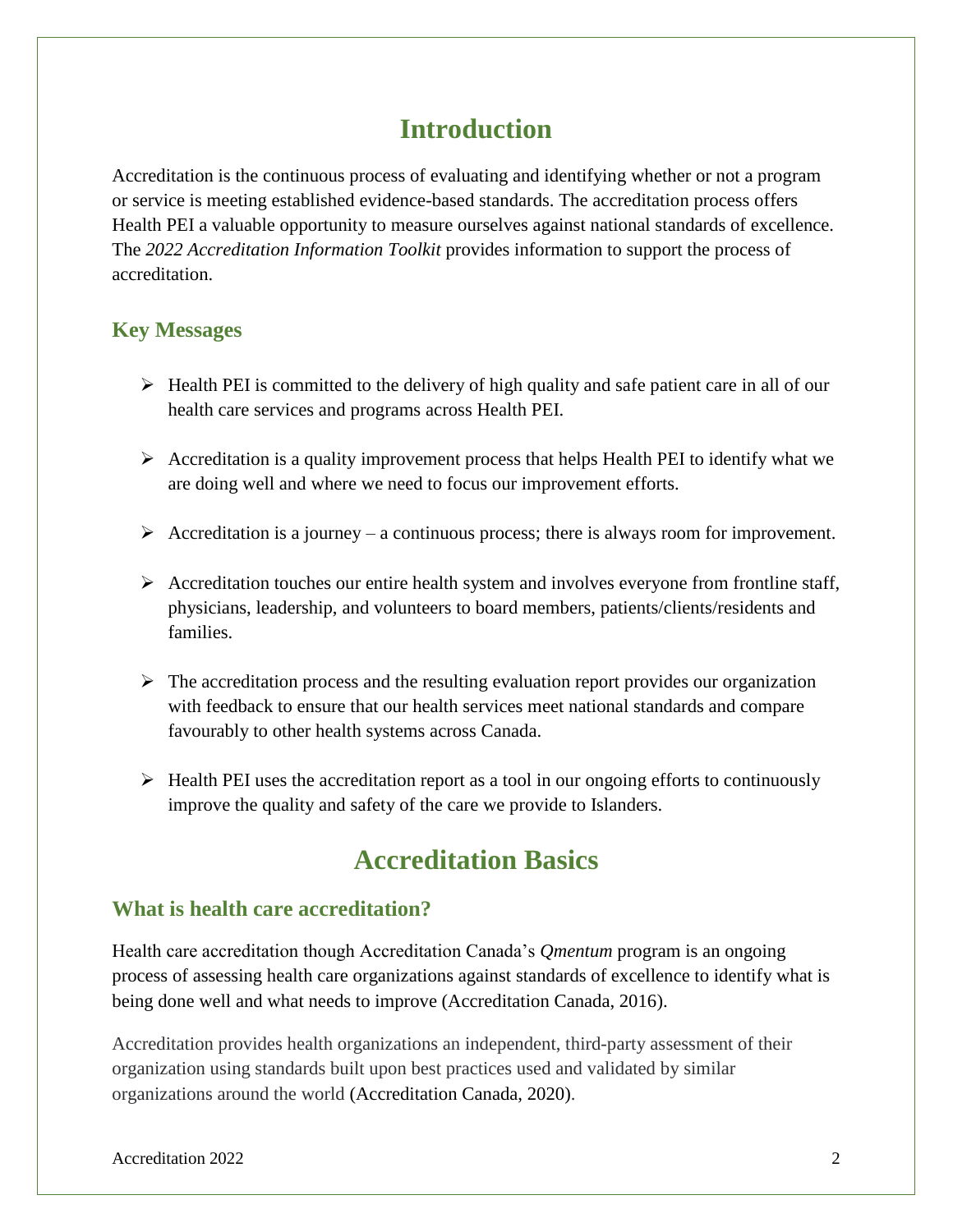# Introduction

Accreditation is the continuous process of evaluating and identifying whether or not a program or service is meeting established evidence-based standards. The accreditation process offers Health PEI a valuable opportunity to measure ourselves against national standards of excellence. The *2022 Accreditation Information Toolkit* provides information to support the process of accreditation.

## Key Messages

- Health PEI is committed to the delivery of high quality and safe patient care in all of our health care services and programs across Health PEI.
- Accreditation is a quality improvement process that helps Health PEI to identify what we are doing well and where we need to focus our improvement efforts.
- Accreditation is a journey – a continuous process; there is always room for improvement.
- Accreditation touches our entire health system and involves everyone from frontline staff, physicians, leadership, and volunteers to board members, patients/clients/residents and families.
- The accreditation process and the resulting evaluation report provides our organization with feedback to ensure that our health services meet national standards and compare favourably to other health systems across Canada.
- Health PEI uses the accreditation report as a tool in our ongoing efforts to continuously improve the quality and safety of the care we provide to Islanders.

# Accreditation Basics

## What is health care accreditation?

Health care accreditation though Accreditation Canada's *Qmentum* program is an ongoing process of assessing health care organizations against standards of excellence to identify what is being done well and what needs to improve (Accreditation Canada, 2016).

Accreditation provides health organizations an independent, third-party assessment of their organization using standards built upon best practices used and validated by similar organizations around the world (Accreditation Canada, 2020).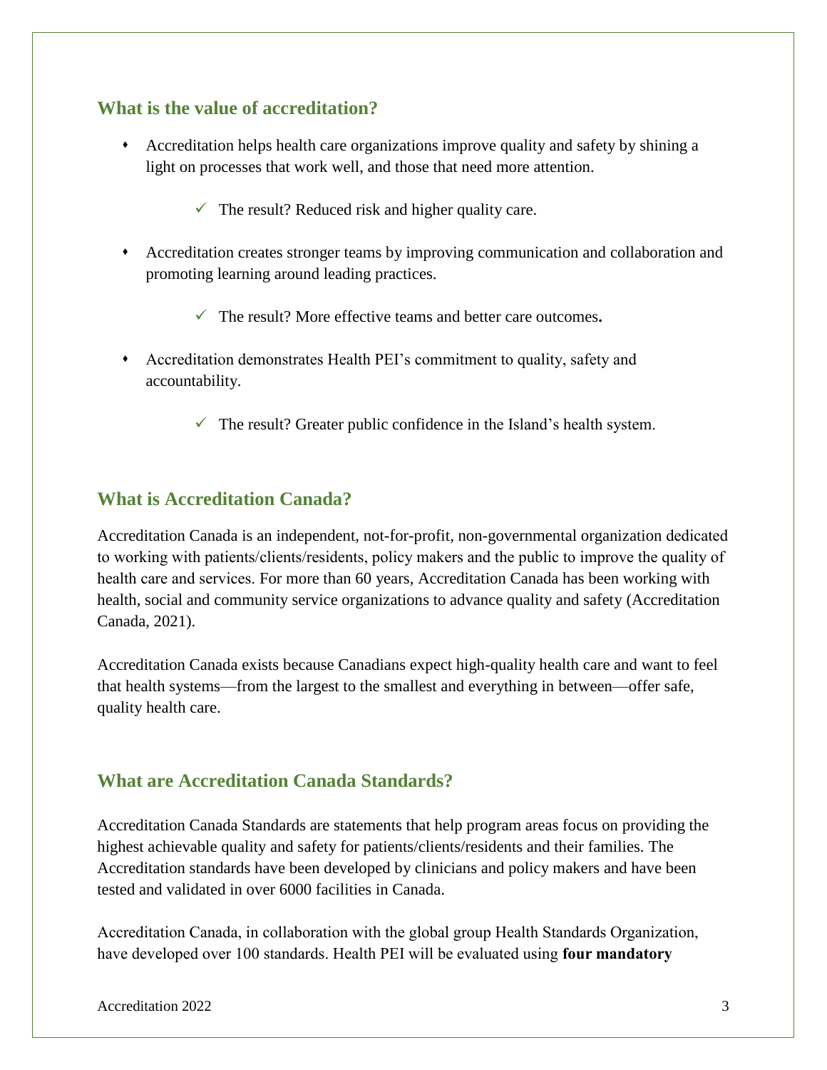## What is the value of accreditation?

- Accreditation helps health care organizations improve quality and safety by shining a light on processes that work well, and those that need more attention.
    - ✓ The result? Reduced risk and higher quality care.
- Accreditation creates stronger teams by improving communication and collaboration and promoting learning around leading practices.
    - ✓ The result? More effective teams and better care outcomes.
- Accreditation demonstrates Health PEI's commitment to quality, safety and accountability.
    - ✓ The result? Greater public confidence in the Island's health system.

## What is Accreditation Canada?

Accreditation Canada is an independent, not-for-profit, non-governmental organization dedicated to working with patients/clients/residents, policy makers and the public to improve the quality of health care and services. For more than 60 years, Accreditation Canada has been working with health, social and community service organizations to advance quality and safety (Accreditation Canada, 2021).

Accreditation Canada exists because Canadians expect high-quality health care and want to feel that health systems—from the largest to the smallest and everything in between—offer safe, quality health care.

## What are Accreditation Canada Standards?

Accreditation Canada Standards are statements that help program areas focus on providing the highest achievable quality and safety for patients/clients/residents and their families. The Accreditation standards have been developed by clinicians and policy makers and have been tested and validated in over 6000 facilities in Canada.

Accreditation Canada, in collaboration with the global group Health Standards Organization, have developed over 100 standards. Health PEI will be evaluated using **four mandatory**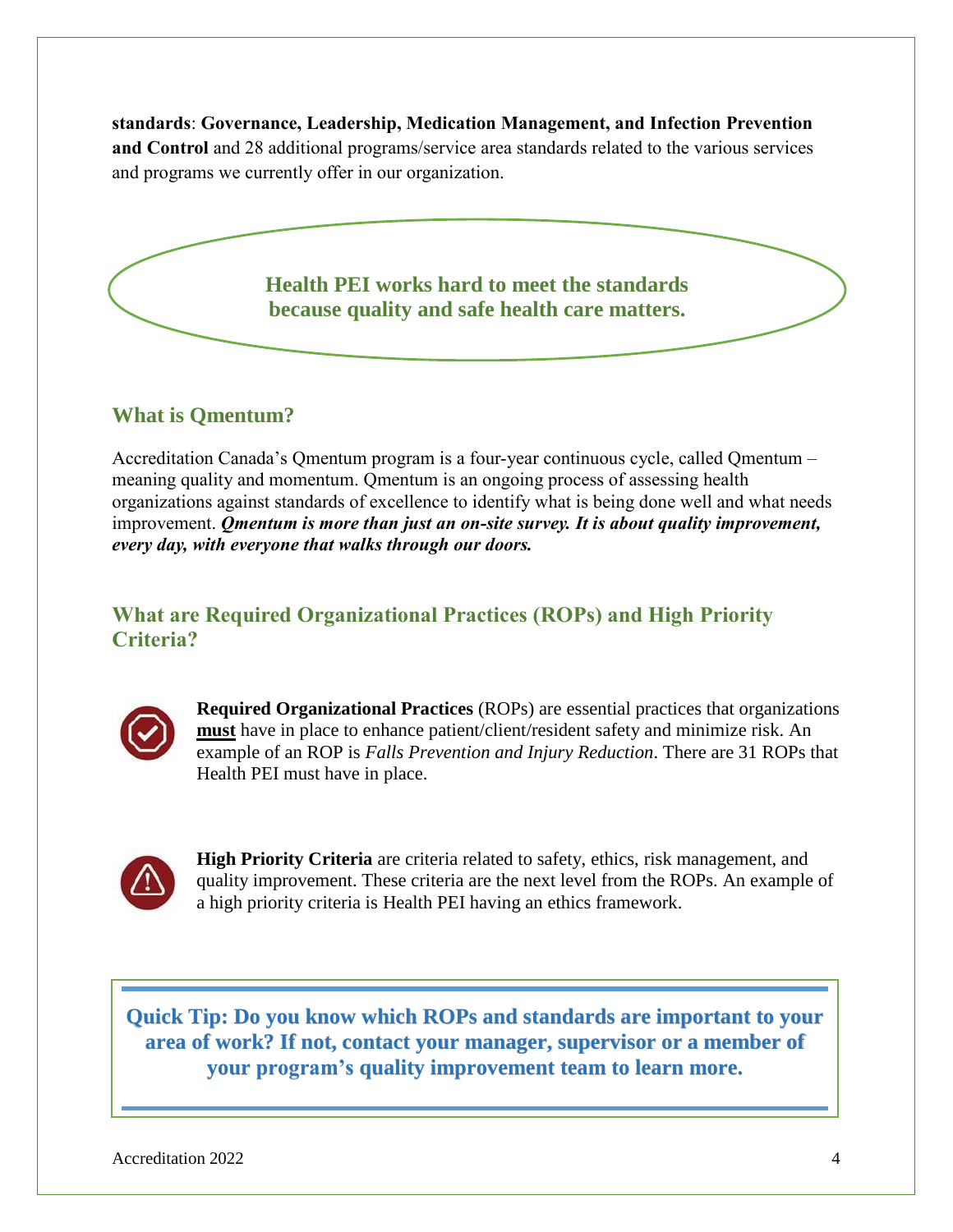**standards**: **Governance, Leadership, Medication Management, and Infection Prevention and Control** and 28 additional programs/service area standards related to the various services and programs we currently offer in our organization.

**Health PEI works hard to meet the standards because quality and safe health care matters.**

## What is Qmentum?

Accreditation Canada's Qmentum program is a four-year continuous cycle, called Qmentum – meaning quality and momentum. Qmentum is an ongoing process of assessing health organizations against standards of excellence to identify what is being done well and what needs improvement. ***Qmentum is more than just an on-site survey. It is about quality improvement, every day, with everyone that walks through our doors.***

## What are Required Organizational Practices (ROPs) and High Priority Criteria?

**Required Organizational Practices** (ROPs) are essential practices that organizations **must** have in place to enhance patient/client/resident safety and minimize risk. An example of an ROP is *Falls Prevention and Injury Reduction*. There are 31 ROPs that Health PEI must have in place.

**High Priority Criteria** are criteria related to safety, ethics, risk management, and quality improvement. These criteria are the next level from the ROPs. An example of a high priority criteria is Health PEI having an ethics framework.

**Quick Tip: Do you know which ROPs and standards are important to your area of work? If not, contact your manager, supervisor or a member of your program's quality improvement team to learn more.**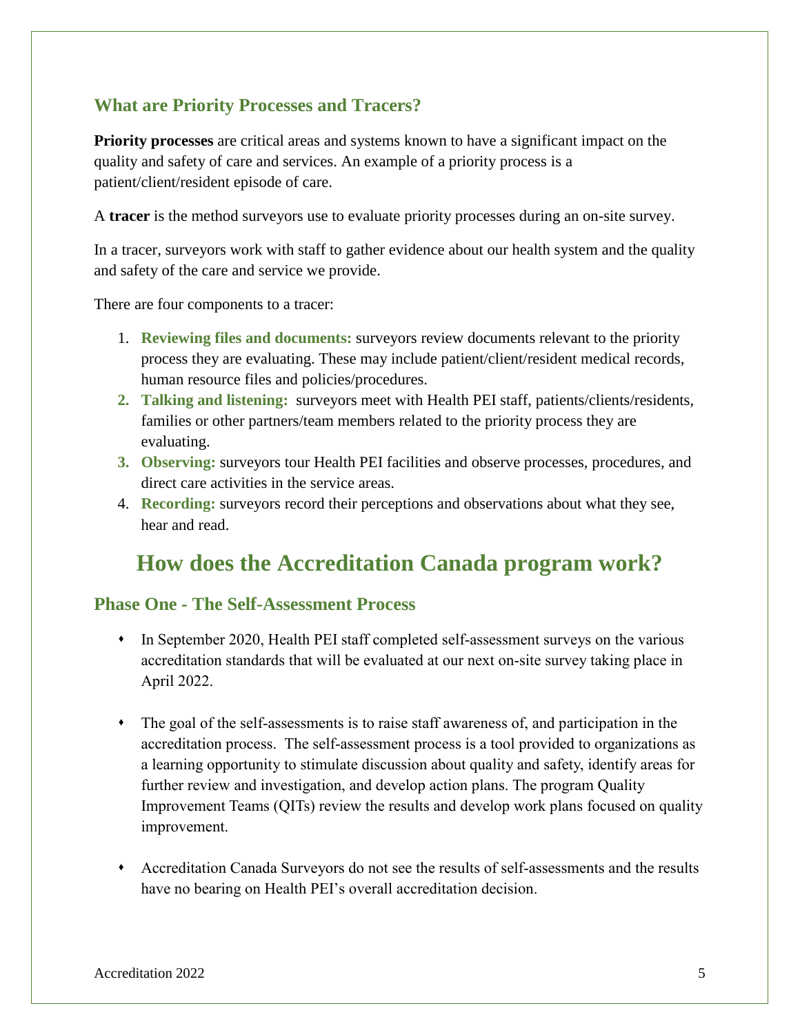### What are Priority Processes and Tracers?

**Priority processes** are critical areas and systems known to have a significant impact on the quality and safety of care and services. An example of a priority process is a patient/client/resident episode of care.

A **tracer** is the method surveyors use to evaluate priority processes during an on-site survey.

In a tracer, surveyors work with staff to gather evidence about our health system and the quality and safety of the care and service we provide.

There are four components to a tracer:

1. **Reviewing files and documents:** surveyors review documents relevant to the priority process they are evaluating. These may include patient/client/resident medical records, human resource files and policies/procedures.
2. **Talking and listening:** surveyors meet with Health PEI staff, patients/clients/residents, families or other partners/team members related to the priority process they are evaluating.
3. **Observing:** surveyors tour Health PEI facilities and observe processes, procedures, and direct care activities in the service areas.
4. **Recording:** surveyors record their perceptions and observations about what they see, hear and read.

## How does the Accreditation Canada program work?

### Phase One - The Self-Assessment Process

- In September 2020, Health PEI staff completed self-assessment surveys on the various accreditation standards that will be evaluated at our next on-site survey taking place in April 2022.
- The goal of the self-assessments is to raise staff awareness of, and participation in the accreditation process. The self-assessment process is a tool provided to organizations as a learning opportunity to stimulate discussion about quality and safety, identify areas for further review and investigation, and develop action plans. The program Quality Improvement Teams (QITs) review the results and develop work plans focused on quality improvement.
- Accreditation Canada Surveyors do not see the results of self-assessments and the results have no bearing on Health PEI's overall accreditation decision.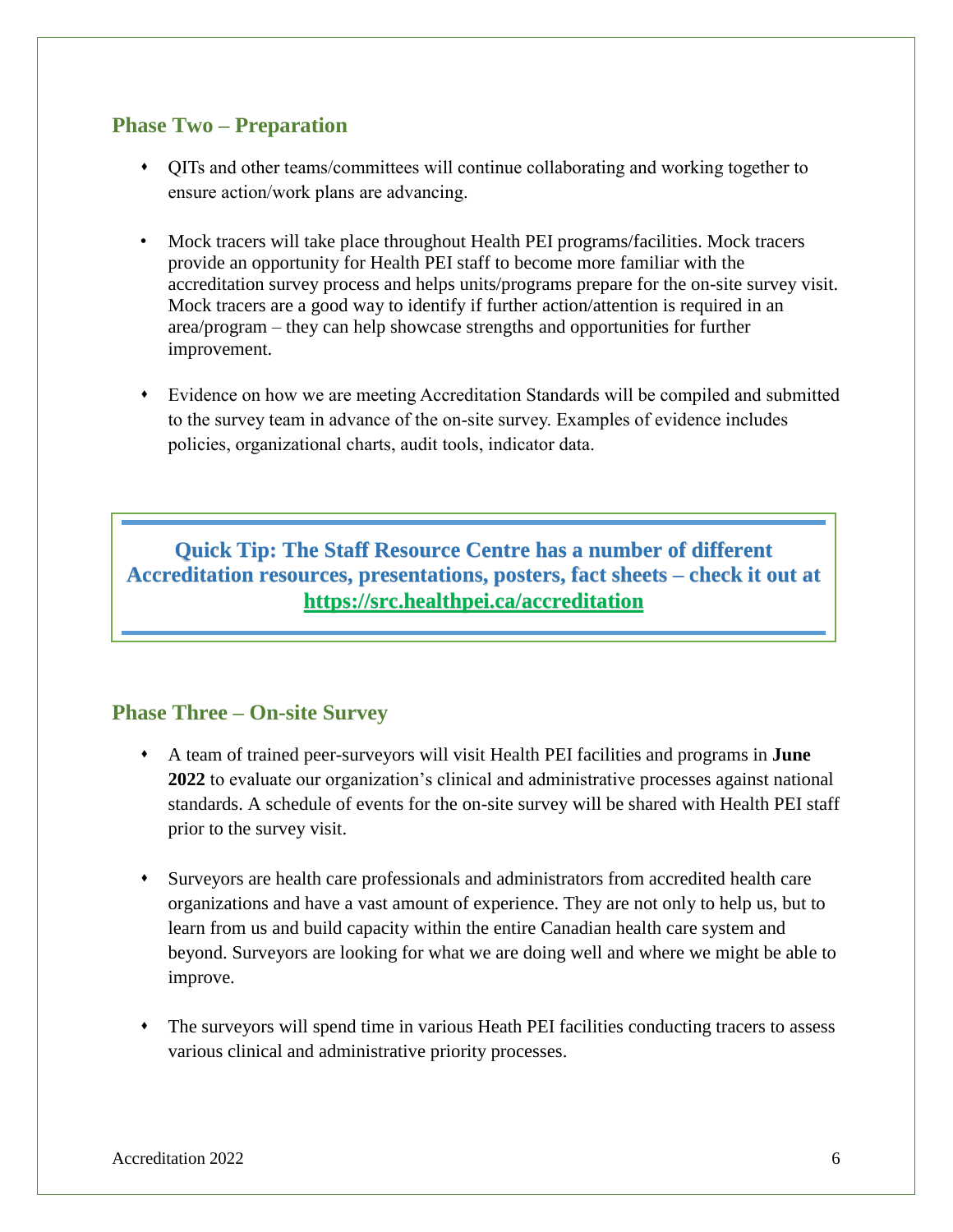## Phase Two – Preparation

- QITs and other teams/committees will continue collaborating and working together to ensure action/work plans are advancing.
- Mock tracers will take place throughout Health PEI programs/facilities. Mock tracers provide an opportunity for Health PEI staff to become more familiar with the accreditation survey process and helps units/programs prepare for the on-site survey visit. Mock tracers are a good way to identify if further action/attention is required in an area/program – they can help showcase strengths and opportunities for further improvement.
- Evidence on how we are meeting Accreditation Standards will be compiled and submitted to the survey team in advance of the on-site survey. Examples of evidence includes policies, organizational charts, audit tools, indicator data.

**Quick Tip: The Staff Resource Centre has a number of different Accreditation resources, presentations, posters, fact sheets – check it out at [https://src.healthpei.ca/accreditation](https://src.healthpei.ca/accreditation)**

## Phase Three – On-site Survey

- A team of trained peer-surveyors will visit Health PEI facilities and programs in **June 2022** to evaluate our organization's clinical and administrative processes against national standards. A schedule of events for the on-site survey will be shared with Health PEI staff prior to the survey visit.
- Surveyors are health care professionals and administrators from accredited health care organizations and have a vast amount of experience. They are not only to help us, but to learn from us and build capacity within the entire Canadian health care system and beyond. Surveyors are looking for what we are doing well and where we might be able to improve.
- The surveyors will spend time in various Heath PEI facilities conducting tracers to assess various clinical and administrative priority processes.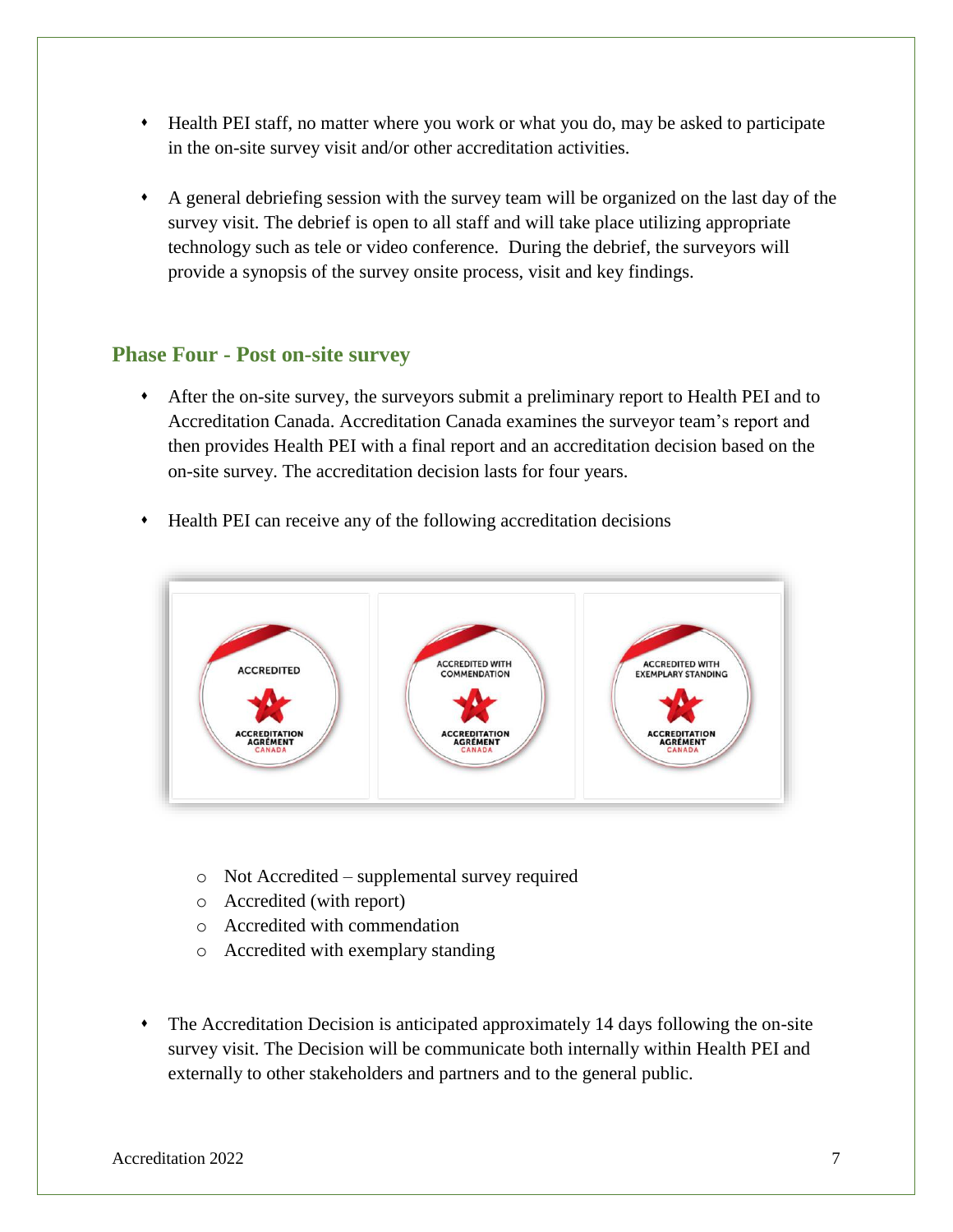- Health PEI staff, no matter where you work or what you do, may be asked to participate in the on-site survey visit and/or other accreditation activities.

- A general debriefing session with the survey team will be organized on the last day of the survey visit. The debrief is open to all staff and will take place utilizing appropriate technology such as tele or video conference. During the debrief, the surveyors will provide a synopsis of the survey onsite process, visit and key findings.

## Phase Four - Post on-site survey

- After the on-site survey, the surveyors submit a preliminary report to Health PEI and to Accreditation Canada. Accreditation Canada examines the surveyor team's report and then provides Health PEI with a final report and an accreditation decision based on the on-site survey. The accreditation decision lasts for four years.

- Health PEI can receive any of the following accreditation decisions

  - Not Accredited – supplemental survey required
  - Accredited (with report)
  - Accredited with commendation
  - Accredited with exemplary standing

- The Accreditation Decision is anticipated approximately 14 days following the on-site survey visit. The Decision will be communicate both internally within Health PEI and externally to other stakeholders and partners and to the general public.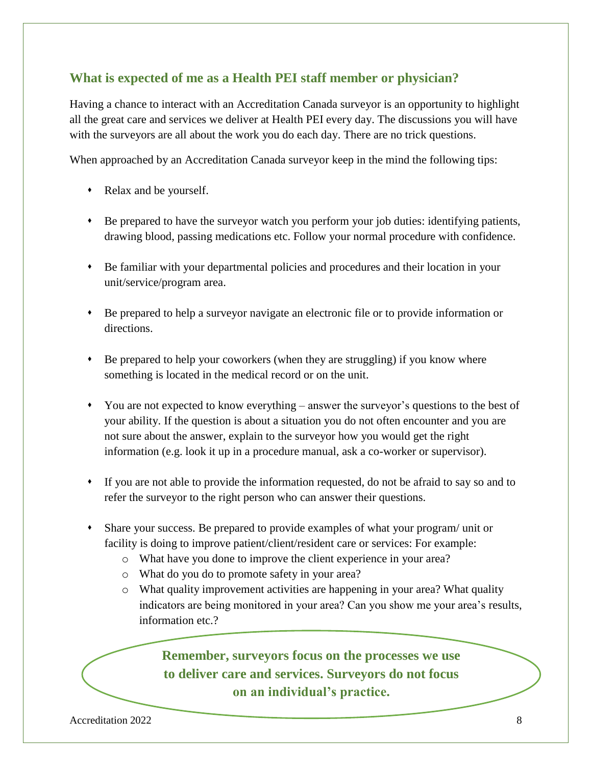## What is expected of me as a Health PEI staff member or physician?

Having a chance to interact with an Accreditation Canada surveyor is an opportunity to highlight all the great care and services we deliver at Health PEI every day. The discussions you will have with the surveyors are all about the work you do each day. There are no trick questions.

When approached by an Accreditation Canada surveyor keep in the mind the following tips:

- Relax and be yourself.
- Be prepared to have the surveyor watch you perform your job duties: identifying patients, drawing blood, passing medications etc. Follow your normal procedure with confidence.
- Be familiar with your departmental policies and procedures and their location in your unit/service/program area.
- Be prepared to help a surveyor navigate an electronic file or to provide information or directions.
- Be prepared to help your coworkers (when they are struggling) if you know where something is located in the medical record or on the unit.
- You are not expected to know everything – answer the surveyor's questions to the best of your ability. If the question is about a situation you do not often encounter and you are not sure about the answer, explain to the surveyor how you would get the right information (e.g. look it up in a procedure manual, ask a co-worker or supervisor).
- If you are not able to provide the information requested, do not be afraid to say so and to refer the surveyor to the right person who can answer their questions.
- Share your success. Be prepared to provide examples of what your program/ unit or facility is doing to improve patient/client/resident care or services: For example:
    - What have you done to improve the client experience in your area?
    - What do you do to promote safety in your area?
    - What quality improvement activities are happening in your area? What quality indicators are being monitored in your area? Can you show me your area's results, information etc.?

**Remember, surveyors focus on the processes we use to deliver care and services. Surveyors do not focus on an individual's practice.**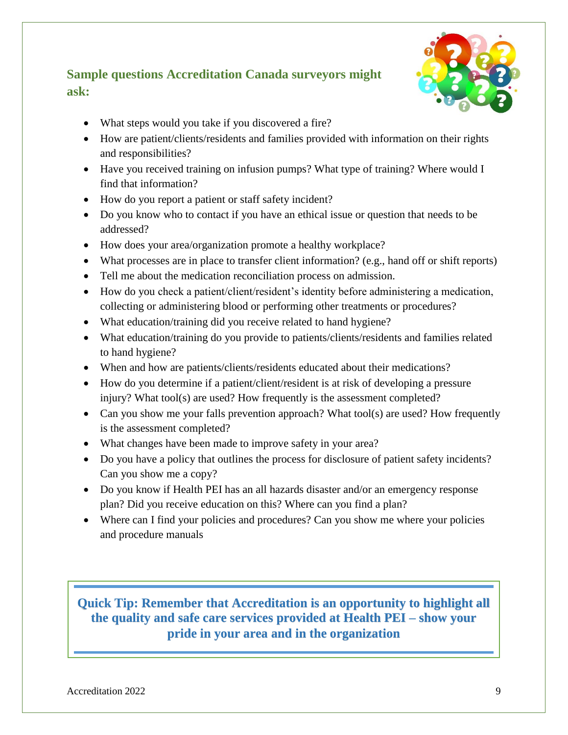## Sample questions Accreditation Canada surveyors might ask:

- What steps would you take if you discovered a fire?
- How are patient/clients/residents and families provided with information on their rights and responsibilities?
- Have you received training on infusion pumps? What type of training? Where would I find that information?
- How do you report a patient or staff safety incident?
- Do you know who to contact if you have an ethical issue or question that needs to be addressed?
- How does your area/organization promote a healthy workplace?
- What processes are in place to transfer client information? (e.g., hand off or shift reports)
- Tell me about the medication reconciliation process on admission.
- How do you check a patient/client/resident's identity before administering a medication, collecting or administering blood or performing other treatments or procedures?
- What education/training did you receive related to hand hygiene?
- What education/training do you provide to patients/clients/residents and families related to hand hygiene?
- When and how are patients/clients/residents educated about their medications?
- How do you determine if a patient/client/resident is at risk of developing a pressure injury? What tool(s) are used? How frequently is the assessment completed?
- Can you show me your falls prevention approach? What tool(s) are used? How frequently is the assessment completed?
- What changes have been made to improve safety in your area?
- Do you have a policy that outlines the process for disclosure of patient safety incidents? Can you show me a copy?
- Do you know if Health PEI has an all hazards disaster and/or an emergency response plan? Did you receive education on this? Where can you find a plan?
- Where can I find your policies and procedures? Can you show me where your policies and procedure manuals

**Quick Tip: Remember that Accreditation is an opportunity to highlight all the quality and safe care services provided at Health PEI – show your pride in your area and in the organization**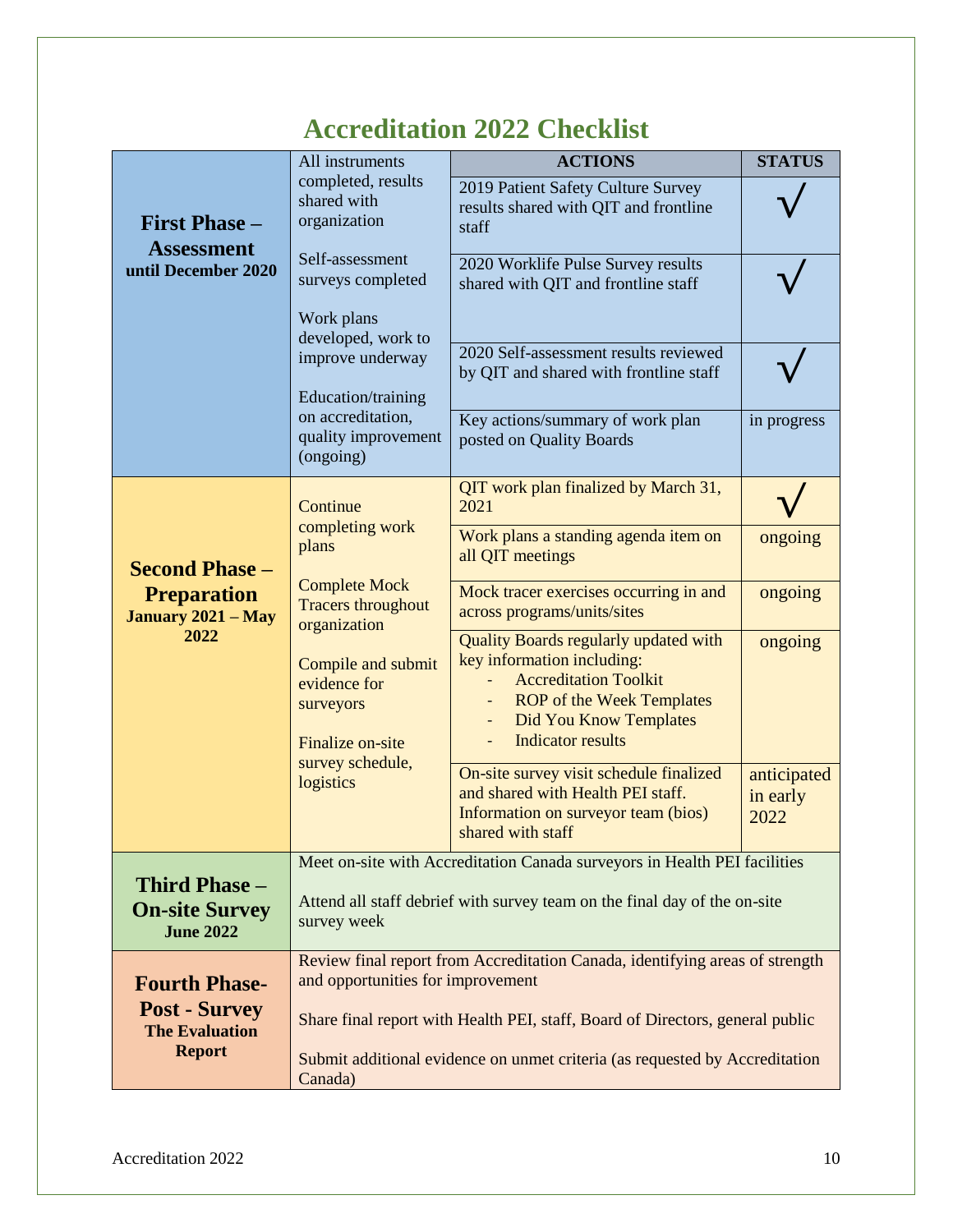# Accreditation 2022 Checklist

| Phase | | ACTIONS | STATUS |
|---|---|---|---|
| **First Phase – Assessment** **until December 2020** | All instruments completed, results shared with organization<br><br>Self-assessment surveys completed<br><br>Work plans developed, work to improve underway<br><br>Education/training on accreditation, quality improvement (ongoing) | 2019 Patient Safety Culture Survey results shared with QIT and frontline staff | √ |
| | | 2020 Worklife Pulse Survey results shared with QIT and frontline staff | √ |
| | | 2020 Self-assessment results reviewed by QIT and shared with frontline staff | √ |
| | | Key actions/summary of work plan posted on Quality Boards | in progress |
| **Second Phase – Preparation** **January 2021 – May 2022** | Continue completing work plans<br><br>Complete Mock Tracers throughout organization<br><br>Compile and submit evidence for surveyors<br><br>Finalize on-site survey schedule, logistics | QIT work plan finalized by March 31, 2021 | √ |
| | | Work plans a standing agenda item on all QIT meetings | ongoing |
| | | Mock tracer exercises occurring in and across programs/units/sites | ongoing |
| | | Quality Boards regularly updated with key information including:<br>- Accreditation Toolkit<br>- ROP of the Week Templates<br>- Did You Know Templates<br>- Indicator results | ongoing |
| | | On-site survey visit schedule finalized and shared with Health PEI staff. Information on surveyor team (bios) shared with staff | anticipated in early 2022 |
| **Third Phase – On-site Survey** **June 2022** | Meet on-site with Accreditation Canada surveyors in Health PEI facilities<br><br>Attend all staff debrief with survey team on the final day of the on-site survey week | | |
| **Fourth Phase- Post - Survey** **The Evaluation Report** | Review final report from Accreditation Canada, identifying areas of strength and opportunities for improvement<br><br>Share final report with Health PEI, staff, Board of Directors, general public<br><br>Submit additional evidence on unmet criteria (as requested by Accreditation Canada) | | |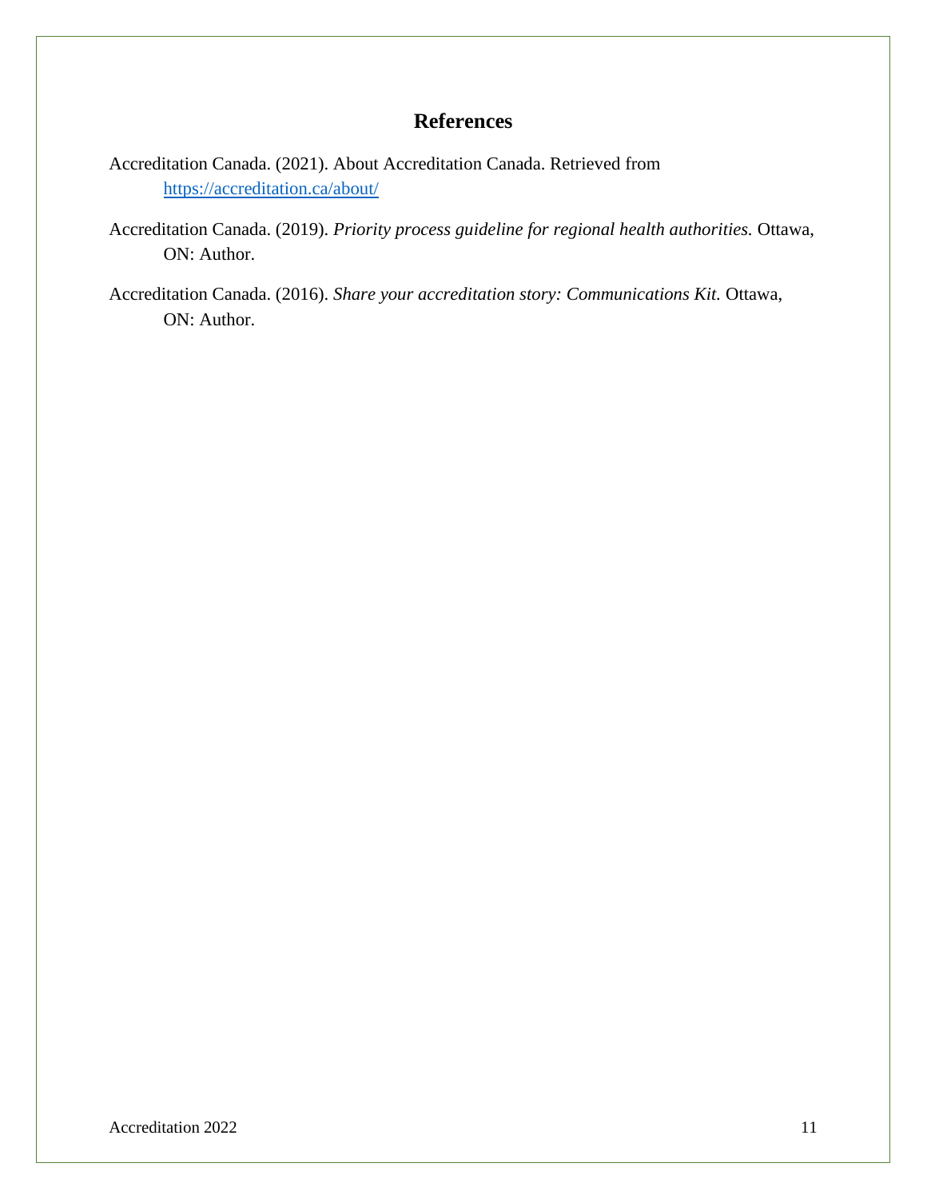## References

Accreditation Canada. (2021). About Accreditation Canada. Retrieved from https://accreditation.ca/about/

Accreditation Canada. (2019). *Priority process guideline for regional health authorities.* Ottawa, ON: Author.

Accreditation Canada. (2016). *Share your accreditation story: Communications Kit.* Ottawa, ON: Author.